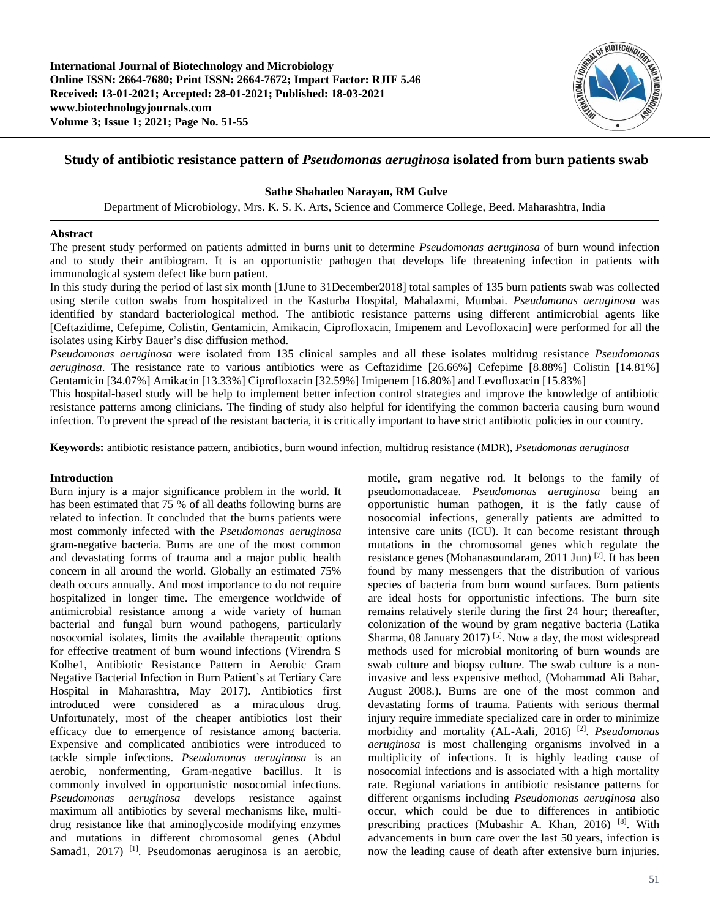International Journal of Biotechnology and Microbiology
Online ISSN: 2664-7680; Print ISSN: 2664-7672; Impact Factor: RJIF 5.46
Received: 13-01-2021; Accepted: 28-01-2021; Published: 18-03-2021
www.biotechnologyjournals.com
Volume 3; Issue 1; 2021; Page No. 51-55

# Study of antibiotic resistance pattern of *Pseudomonas aeruginosa* isolated from burn patients swab

**Sathe Shahadeo Narayan, RM Gulve**

Department of Microbiology, Mrs. K. S. K. Arts, Science and Commerce College, Beed. Maharashtra, India

## Abstract

The present study performed on patients admitted in burns unit to determine *Pseudomonas aeruginosa* of burn wound infection and to study their antibiogram. It is an opportunistic pathogen that develops life threatening infection in patients with immunological system defect like burn patient.

In this study during the period of last six month [1June to 31December2018] total samples of 135 burn patients swab was collected using sterile cotton swabs from hospitalized in the Kasturba Hospital, Mahalaxmi, Mumbai. *Pseudomonas aeruginosa* was identified by standard bacteriological method. The antibiotic resistance patterns using different antimicrobial agents like [Ceftazidime, Cefepime, Colistin, Gentamicin, Amikacin, Ciprofloxacin, Imipenem and Levofloxacin] were performed for all the isolates using Kirby Bauer's disc diffusion method.

*Pseudomonas aeruginosa* were isolated from 135 clinical samples and all these isolates multidrug resistance *Pseudomonas aeruginosa*. The resistance rate to various antibiotics were as Ceftazidime [26.66%] Cefepime [8.88%] Colistin [14.81%] Gentamicin [34.07%] Amikacin [13.33%] Ciprofloxacin [32.59%] Imipenem [16.80%] and Levofloxacin [15.83%]

This hospital-based study will be help to implement better infection control strategies and improve the knowledge of antibiotic resistance patterns among clinicians. The finding of study also helpful for identifying the common bacteria causing burn wound infection. To prevent the spread of the resistant bacteria, it is critically important to have strict antibiotic policies in our country.

**Keywords:** antibiotic resistance pattern, antibiotics, burn wound infection, multidrug resistance (MDR), *Pseudomonas aeruginosa*

## Introduction

Burn injury is a major significance problem in the world. It has been estimated that 75 % of all deaths following burns are related to infection. It concluded that the burns patients were most commonly infected with the *Pseudomonas aeruginosa* gram-negative bacteria. Burns are one of the most common and devastating forms of trauma and a major public health concern in all around the world. Globally an estimated 75% death occurs annually. And most importance to do not require hospitalized in longer time. The emergence worldwide of antimicrobial resistance among a wide variety of human bacterial and fungal burn wound pathogens, particularly nosocomial isolates, limits the available therapeutic options for effective treatment of burn wound infections (Virendra S Kolhe1, Antibiotic Resistance Pattern in Aerobic Gram Negative Bacterial Infection in Burn Patient's at Tertiary Care Hospital in Maharashtra, May 2017). Antibiotics first introduced were considered as a miraculous drug. Unfortunately, most of the cheaper antibiotics lost their efficacy due to emergence of resistance among bacteria. Expensive and complicated antibiotics were introduced to tackle simple infections. *Pseudomonas aeruginosa* is an aerobic, nonfermenting, Gram-negative bacillus. It is commonly involved in opportunistic nosocomial infections. *Pseudomonas aeruginosa* develops resistance against maximum all antibiotics by several mechanisms like, multi-drug resistance like that aminoglycoside modifying enzymes and mutations in different chromosomal genes (Abdul Samad1, 2017) [1]. Pseudomonas aeruginosa is an aerobic, motile, gram negative rod. It belongs to the family of pseudomonadaceae. *Pseudomonas aeruginosa* being an opportunistic human pathogen, it is the fatly cause of nosocomial infections, generally patients are admitted to intensive care units (ICU). It can become resistant through mutations in the chromosomal genes which regulate the resistance genes (Mohanasoundaram, 2011 Jun) [7]. It has been found by many messengers that the distribution of various species of bacteria from burn wound surfaces. Burn patients are ideal hosts for opportunistic infections. The burn site remains relatively sterile during the first 24 hour; thereafter, colonization of the wound by gram negative bacteria (Latika Sharma, 08 January 2017) [5]. Now a day, the most widespread methods used for microbial monitoring of burn wounds are swab culture and biopsy culture. The swab culture is a non-invasive and less expensive method, (Mohammad Ali Bahar, August 2008.). Burns are one of the most common and devastating forms of trauma. Patients with serious thermal injury require immediate specialized care in order to minimize morbidity and mortality (AL-Aali, 2016) [2]. *Pseudomonas aeruginosa* is most challenging organisms involved in a multiplicity of infections. It is highly leading cause of nosocomial infections and is associated with a high mortality rate. Regional variations in antibiotic resistance patterns for different organisms including *Pseudomonas aeruginosa* also occur, which could be due to differences in antibiotic prescribing practices (Mubashir A. Khan, 2016) [8]. With advancements in burn care over the last 50 years, infection is now the leading cause of death after extensive burn injuries.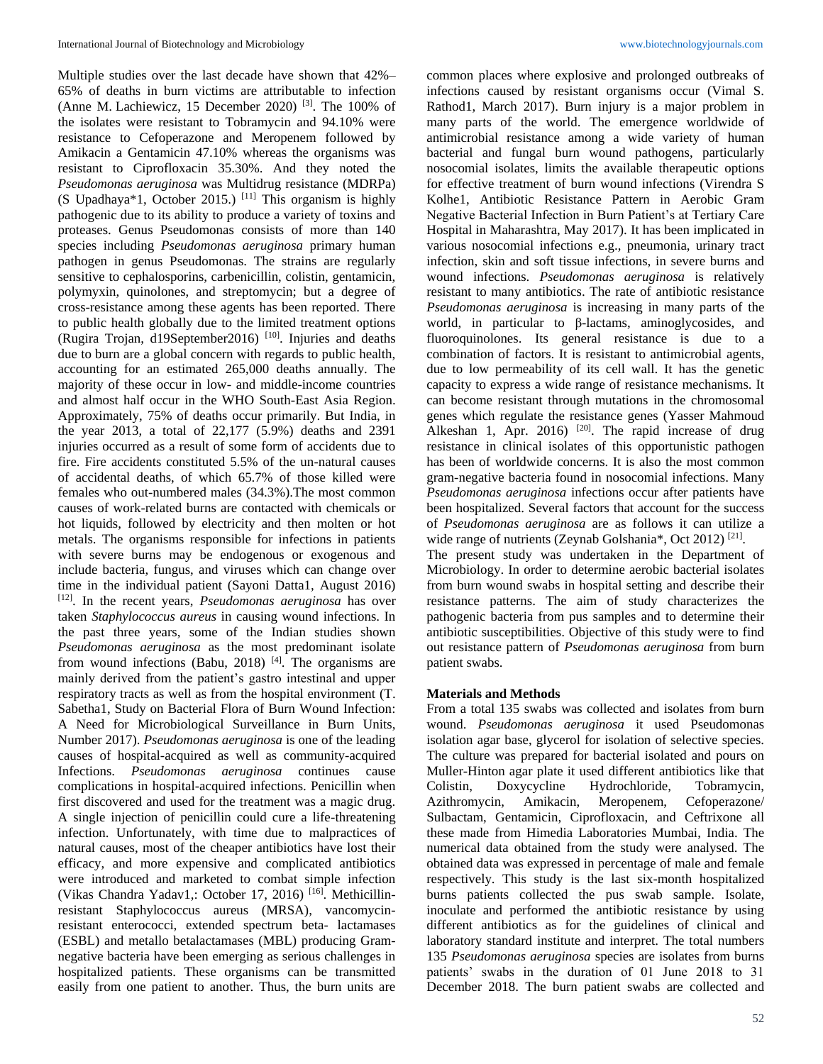Multiple studies over the last decade have shown that 42%–65% of deaths in burn victims are attributable to infection (Anne M. Lachiewicz, 15 December 2020) [3]. The 100% of the isolates were resistant to Tobramycin and 94.10% were resistance to Cefoperazone and Meropenem followed by Amikacin a Gentamicin 47.10% whereas the organisms was resistant to Ciprofloxacin 35.30%. And they noted the *Pseudomonas aeruginosa* was Multidrug resistance (MDRPa) (S Upadhaya*1, October 2015.) [11] This organism is highly pathogenic due to its ability to produce a variety of toxins and proteases. Genus Pseudomonas consists of more than 140 species including *Pseudomonas aeruginosa* primary human pathogen in genus Pseudomonas. The strains are regularly sensitive to cephalosporins, carbenicillin, colistin, gentamicin, polymyxin, quinolones, and streptomycin; but a degree of cross-resistance among these agents has been reported. There to public health globally due to the limited treatment options (Rugira Trojan, d19September2016) [10]. Injuries and deaths due to burn are a global concern with regards to public health, accounting for an estimated 265,000 deaths annually. The majority of these occur in low- and middle-income countries and almost half occur in the WHO South-East Asia Region. Approximately, 75% of deaths occur primarily. But India, in the year 2013, a total of 22,177 (5.9%) deaths and 2391 injuries occurred as a result of some form of accidents due to fire. Fire accidents constituted 5.5% of the un-natural causes of accidental deaths, of which 65.7% of those killed were females who out-numbered males (34.3%).The most common causes of work-related burns are contacted with chemicals or hot liquids, followed by electricity and then molten or hot metals. The organisms responsible for infections in patients with severe burns may be endogenous or exogenous and include bacteria, fungus, and viruses which can change over time in the individual patient (Sayoni Datta1, August 2016) [12]. In the recent years, *Pseudomonas aeruginosa* has over taken *Staphylococcus aureus* in causing wound infections. In the past three years, some of the Indian studies shown *Pseudomonas aeruginosa* as the most predominant isolate from wound infections (Babu, 2018) [4]. The organisms are mainly derived from the patient's gastro intestinal and upper respiratory tracts as well as from the hospital environment (T. Sabetha1, Study on Bacterial Flora of Burn Wound Infection: A Need for Microbiological Surveillance in Burn Units, Number 2017). *Pseudomonas aeruginosa* is one of the leading causes of hospital-acquired as well as community-acquired Infections. *Pseudomonas aeruginosa* continues cause complications in hospital-acquired infections. Penicillin when first discovered and used for the treatment was a magic drug. A single injection of penicillin could cure a life-threatening infection. Unfortunately, with time due to malpractices of natural causes, most of the cheaper antibiotics have lost their efficacy, and more expensive and complicated antibiotics were introduced and marketed to combat simple infection (Vikas Chandra Yadav1,: October 17, 2016) [16]. Methicillin-resistant Staphylococcus aureus (MRSA), vancomycin-resistant enterococci, extended spectrum beta- lactamases (ESBL) and metallo betalactamases (MBL) producing Gram-negative bacteria have been emerging as serious challenges in hospitalized patients. These organisms can be transmitted easily from one patient to another. Thus, the burn units are common places where explosive and prolonged outbreaks of infections caused by resistant organisms occur (Vimal S. Rathod1, March 2017). Burn injury is a major problem in many parts of the world. The emergence worldwide of antimicrobial resistance among a wide variety of human bacterial and fungal burn wound pathogens, particularly nosocomial isolates, limits the available therapeutic options for effective treatment of burn wound infections (Virendra S Kolhe1, Antibiotic Resistance Pattern in Aerobic Gram Negative Bacterial Infection in Burn Patient's at Tertiary Care Hospital in Maharashtra, May 2017). It has been implicated in various nosocomial infections e.g., pneumonia, urinary tract infection, skin and soft tissue infections, in severe burns and wound infections. *Pseudomonas aeruginosa* is relatively resistant to many antibiotics. The rate of antibiotic resistance *Pseudomonas aeruginosa* is increasing in many parts of the world, in particular to β-lactams, aminoglycosides, and fluoroquinolones. Its general resistance is due to a combination of factors. It is resistant to antimicrobial agents, due to low permeability of its cell wall. It has the genetic capacity to express a wide range of resistance mechanisms. It can become resistant through mutations in the chromosomal genes which regulate the resistance genes (Yasser Mahmoud Alkeshan 1, Apr. 2016) [20]. The rapid increase of drug resistance in clinical isolates of this opportunistic pathogen has been of worldwide concerns. It is also the most common gram-negative bacteria found in nosocomial infections. Many *Pseudomonas aeruginosa* infections occur after patients have been hospitalized. Several factors that account for the success of *Pseudomonas aeruginosa* are as follows it can utilize a wide range of nutrients (Zeynab Golshania*, Oct 2012) [21].

The present study was undertaken in the Department of Microbiology. In order to determine aerobic bacterial isolates from burn wound swabs in hospital setting and describe their resistance patterns. The aim of study characterizes the pathogenic bacteria from pus samples and to determine their antibiotic susceptibilities. Objective of this study were to find out resistance pattern of *Pseudomonas aeruginosa* from burn patient swabs.

## Materials and Methods

From a total 135 swabs was collected and isolates from burn wound. *Pseudomonas aeruginosa* it used Pseudomonas isolation agar base, glycerol for isolation of selective species. The culture was prepared for bacterial isolated and pours on Muller-Hinton agar plate it used different antibiotics like that Colistin, Doxycycline Hydrochloride, Tobramycin, Azithromycin, Amikacin, Meropenem, Cefoperazone/ Sulbactam, Gentamicin, Ciprofloxacin, and Ceftrixone all these made from Himedia Laboratories Mumbai, India. The numerical data obtained from the study were analysed. The obtained data was expressed in percentage of male and female respectively. This study is the last six-month hospitalized burns patients collected the pus swab sample. Isolate, inoculate and performed the antibiotic resistance by using different antibiotics as for the guidelines of clinical and laboratory standard institute and interpret. The total numbers 135 *Pseudomonas aeruginosa* species are isolates from burns patients' swabs in the duration of 01 June 2018 to 31 December 2018. The burn patient swabs are collected and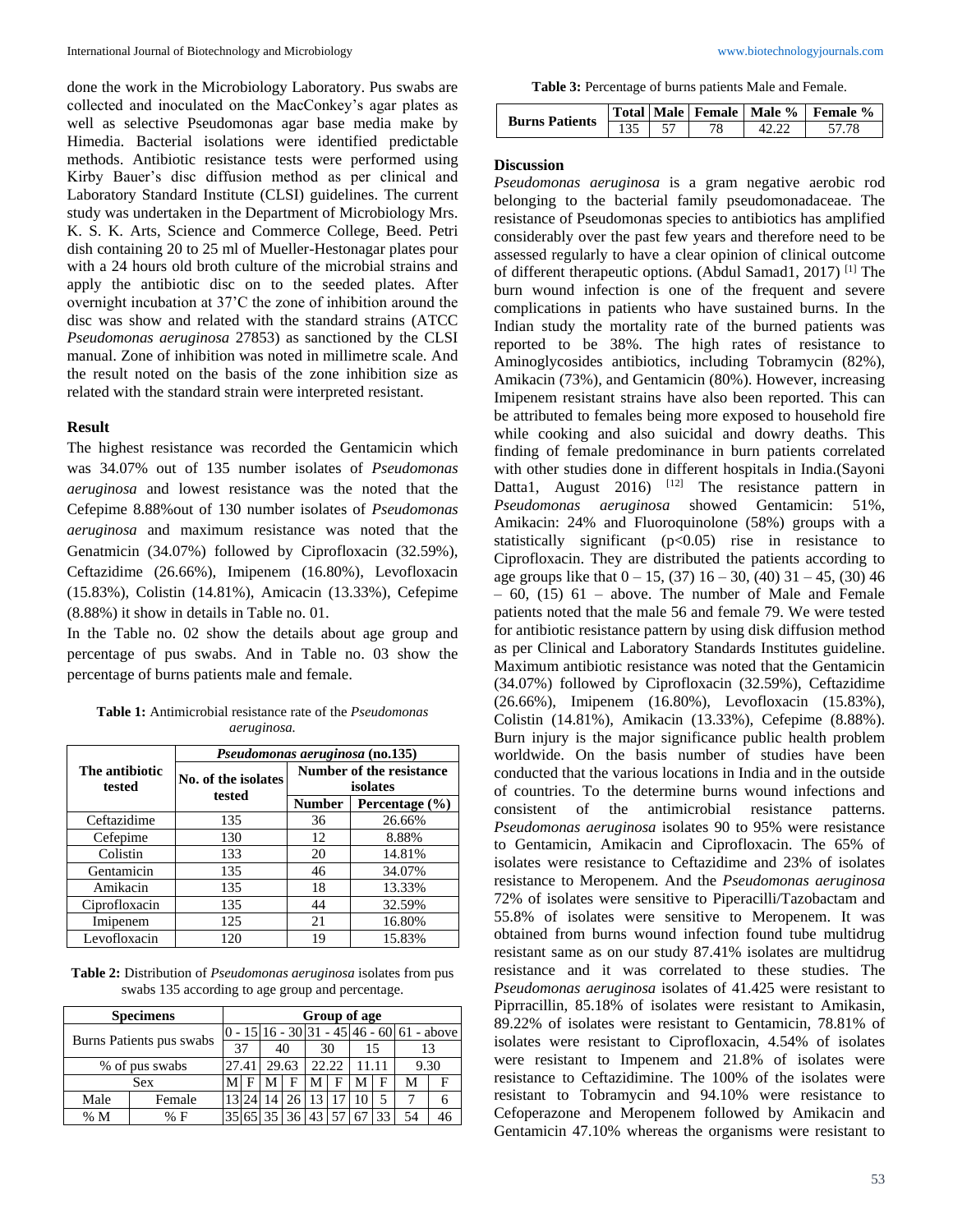done the work in the Microbiology Laboratory. Pus swabs are collected and inoculated on the MacConkey's agar plates as well as selective Pseudomonas agar base media make by Himedia. Bacterial isolations were identified predictable methods. Antibiotic resistance tests were performed using Kirby Bauer's disc diffusion method as per clinical and Laboratory Standard Institute (CLSI) guidelines. The current study was undertaken in the Department of Microbiology Mrs. K. S. K. Arts, Science and Commerce College, Beed. Petri dish containing 20 to 25 ml of Mueller-Hestonagar plates pour with a 24 hours old broth culture of the microbial strains and apply the antibiotic disc on to the seeded plates. After overnight incubation at 37'C the zone of inhibition around the disc was show and related with the standard strains (ATCC *Pseudomonas aeruginosa* 27853) as sanctioned by the CLSI manual. Zone of inhibition was noted in millimetre scale. And the result noted on the basis of the zone inhibition size as related with the standard strain were interpreted resistant.

## Result

The highest resistance was recorded the Gentamicin which was 34.07% out of 135 number isolates of *Pseudomonas aeruginosa* and lowest resistance was the noted that the Cefepime 8.88%out of 130 number isolates of *Pseudomonas aeruginosa* and maximum resistance was noted that the Genatmicin (34.07%) followed by Ciprofloxacin (32.59%), Ceftazidime (26.66%), Imipenem (16.80%), Levofloxacin (15.83%), Colistin (14.81%), Amicacin (13.33%), Cefepime (8.88%) it show in details in Table no. 01.

In the Table no. 02 show the details about age group and percentage of pus swabs. And in Table no. 03 show the percentage of burns patients male and female.

**Table 1:** Antimicrobial resistance rate of the *Pseudomonas aeruginosa.*

| The antibiotic tested | *Pseudomonas aeruginosa* (no.135) | | |
|---|---|---|---|
| | No. of the isolates tested | Number of the resistance isolates | |
| | | Number | Percentage (%) |
| Ceftazidime | 135 | 36 | 26.66% |
| Cefepime | 130 | 12 | 8.88% |
| Colistin | 133 | 20 | 14.81% |
| Gentamicin | 135 | 46 | 34.07% |
| Amikacin | 135 | 18 | 13.33% |
| Ciprofloxacin | 135 | 44 | 32.59% |
| Imipenem | 125 | 21 | 16.80% |
| Levofloxacin | 120 | 19 | 15.83% |

**Table 2:** Distribution of *Pseudomonas aeruginosa* isolates from pus swabs 135 according to age group and percentage.

| Specimens | | Group of age | | | | | | | | | |
|---|---|---|---|---|---|---|---|---|---|---|---|
| Burns Patients pus swabs | | 0 - 15 | | 16 - 30 | | 31 - 45 | | 46 - 60 | | 61 - above | |
| | | 37 | | 40 | | 30 | | 15 | | 13 | |
| % of pus swabs | | 27.41 | | 29.63 | | 22.22 | | 11.11 | | 9.30 | |
| Sex | | M | F | M | F | M | F | M | F | M | F |
| Male | Female | 13 | 24 | 14 | 26 | 13 | 17 | 10 | 5 | 7 | 6 |
| % M | % F | 35 | 65 | 35 | 36 | 43 | 57 | 67 | 33 | 54 | 46 |

**Table 3:** Percentage of burns patients Male and Female.

| Burns Patients | Total | Male | Female | Male % | Female % |
|---|---|---|---|---|---|
| | 135 | 57 | 78 | 42.22 | 57.78 |

## Discussion

*Pseudomonas aeruginosa* is a gram negative aerobic rod belonging to the bacterial family pseudomonadaceae. The resistance of Pseudomonas species to antibiotics has amplified considerably over the past few years and therefore need to be assessed regularly to have a clear opinion of clinical outcome of different therapeutic options. (Abdul Samad1, 2017) [1] The burn wound infection is one of the frequent and severe complications in patients who have sustained burns. In the Indian study the mortality rate of the burned patients was reported to be 38%. The high rates of resistance to Aminoglycosides antibiotics, including Tobramycin (82%), Amikacin (73%), and Gentamicin (80%). However, increasing Imipenem resistant strains have also been reported. This can be attributed to females being more exposed to household fire while cooking and also suicidal and dowry deaths. This finding of female predominance in burn patients correlated with other studies done in different hospitals in India.(Sayoni Datta1, August 2016) [12] The resistance pattern in *Pseudomonas aeruginosa* showed Gentamicin: 51%, Amikacin: 24% and Fluoroquinolone (58%) groups with a statistically significant ($p<0.05$) rise in resistance to Ciprofloxacin. They are distributed the patients according to age groups like that 0 – 15, (37) 16 – 30, (40) 31 – 45, (30) 46 – 60, (15) 61 – above. The number of Male and Female patients noted that the male 56 and female 79. We were tested for antibiotic resistance pattern by using disk diffusion method as per Clinical and Laboratory Standards Institutes guideline. Maximum antibiotic resistance was noted that the Gentamicin (34.07%) followed by Ciprofloxacin (32.59%), Ceftazidime (26.66%), Imipenem (16.80%), Levofloxacin (15.83%), Colistin (14.81%), Amikacin (13.33%), Cefepime (8.88%). Burn injury is the major significance public health problem worldwide. On the basis number of studies have been conducted that the various locations in India and in the outside of countries. To the determine burns wound infections and consistent of the antimicrobial resistance patterns. *Pseudomonas aeruginosa* isolates 90 to 95% were resistance to Gentamicin, Amikacin and Ciprofloxacin. The 65% of isolates were resistance to Ceftazidime and 23% of isolates resistance to Meropenem. And the *Pseudomonas aeruginosa* 72% of isolates were sensitive to Piperacilli/Tazobactam and 55.8% of isolates were sensitive to Meropenem. It was obtained from burns wound infection found tube multidrug resistant same as on our study 87.41% isolates are multidrug resistance and it was correlated to these studies. The *Pseudomonas aeruginosa* isolates of 41.425 were resistant to Piprracillin, 85.18% of isolates were resistant to Amikasin, 89.22% of isolates were resistant to Gentamicin, 78.81% of isolates were resistant to Ciprofloxacin, 4.54% of isolates were resistant to Impenem and 21.8% of isolates were resistance to Ceftazidimine. The 100% of the isolates were resistant to Tobramycin and 94.10% were resistance to Cefoperazone and Meropenem followed by Amikacin and Gentamicin 47.10% whereas the organisms were resistant to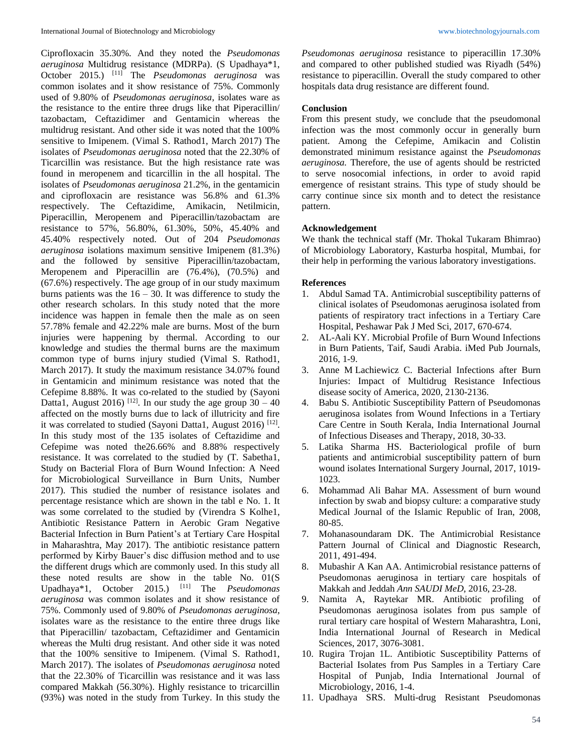Ciprofloxacin 35.30%. And they noted the *Pseudomonas aeruginosa* Multidrug resistance (MDRPa). (S Upadhaya*1, October 2015.) [11] The *Pseudomonas aeruginosa* was common isolates and it show resistance of 75%. Commonly used of 9.80% of *Pseudomonas aeruginosa,* isolates ware as the resistance to the entire three drugs like that Piperacillin/ tazobactam, Ceftazidimer and Gentamicin whereas the multidrug resistant. And other side it was noted that the 100% sensitive to Imipenem. (Vimal S. Rathod1, March 2017) The isolates of *Pseudomonas aeruginosa* noted that the 22.30% of Ticarcillin was resistance. But the high resistance rate was found in meropenem and ticarcillin in the all hospital. The isolates of *Pseudomonas aeruginosa* 21.2%, in the gentamicin and ciprofloxacin are resistance was 56.8% and 61.3% respectively. The Ceftazidime, Amikacin, Netilmicin, Piperacillin, Meropenem and Piperacillin/tazobactam are resistance to 57%, 56.80%, 61.30%, 50%, 45.40% and 45.40% respectively noted. Out of 204 *Pseudomonas aeruginosa* isolations maximum sensitive Imipenem (81.3%) and the followed by sensitive Piperacillin/tazobactam, Meropenem and Piperacillin are (76.4%), (70.5%) and (67.6%) respectively. The age group of in our study maximum burns patients was the 16 – 30. It was difference to study the other research scholars. In this study noted that the more incidence was happen in female then the male as on seen 57.78% female and 42.22% male are burns. Most of the burn injuries were happening by thermal. According to our knowledge and studies the thermal burns are the maximum common type of burns injury studied (Vimal S. Rathod1, March 2017). It study the maximum resistance 34.07% found in Gentamicin and minimum resistance was noted that the Cefepime 8.88%. It was co-related to the studied by (Sayoni Datta1, August 2016) [12]. In our study the age group 30 – 40 affected on the mostly burns due to lack of illutricity and fire it was correlated to studied (Sayoni Datta1, August 2016) [12]. In this study most of the 135 isolates of Ceftazidime and Cefepime was noted the26.66% and 8.88% respectively resistance. It was correlated to the studied by (T. Sabetha1, Study on Bacterial Flora of Burn Wound Infection: A Need for Microbiological Surveillance in Burn Units, Number 2017). This studied the number of resistance isolates and percentage resistance which are shown in the tabl e No. 1. It was some correlated to the studied by (Virendra S Kolhe1, Antibiotic Resistance Pattern in Aerobic Gram Negative Bacterial Infection in Burn Patient's at Tertiary Care Hospital in Maharashtra, May 2017). The antibiotic resistance pattern performed by Kirby Bauer's disc diffusion method and to use the different drugs which are commonly used. In this study all these noted results are show in the table No. 01(S Upadhaya*1, October 2015.) [11] The *Pseudomonas aeruginosa* was common isolates and it show resistance of 75%. Commonly used of 9.80% of *Pseudomonas aeruginosa*, isolates ware as the resistance to the entire three drugs like that Piperacillin/ tazobactam, Ceftazidimer and Gentamicin whereas the Multi drug resistant. And other side it was noted that the 100% sensitive to Imipenem. (Vimal S. Rathod1, March 2017). The isolates of *Pseudomonas aeruginosa* noted that the 22.30% of Ticarcillin was resistance and it was lass compared Makkah (56.30%). Highly resistance to tricarcillin (93%) was noted in the study from Turkey. In this study the *Pseudomonas aeruginosa* resistance to piperacillin 17.30% and compared to other published studied was Riyadh (54%) resistance to piperacillin. Overall the study compared to other hospitals data drug resistance are different found.

## Conclusion

From this present study, we conclude that the pseudomonal infection was the most commonly occur in generally burn patient. Among the Cefepime, Amikacin and Colistin demonstrated minimum resistance against the *Pseudomonas aeruginosa.* Therefore, the use of agents should be restricted to serve nosocomial infections, in order to avoid rapid emergence of resistant strains. This type of study should be carry continue since six month and to detect the resistance pattern.

## Acknowledgement

We thank the technical staff (Mr. Thokal Tukaram Bhimrao) of Microbiology Laboratory, Kasturba hospital, Mumbai, for their help in performing the various laboratory investigations.

## References

1. Abdul Samad TA. Antimicrobial susceptibility patterns of clinical isolates of Pseudomonas aeruginosa isolated from patients of respiratory tract infections in a Tertiary Care Hospital, Peshawar Pak J Med Sci, 2017, 670-674.
2. AL-Aali KY. Microbial Profile of Burn Wound Infections in Burn Patients, Taif, Saudi Arabia. iMed Pub Journals, 2016, 1-9.
3. Anne M Lachiewicz C. Bacterial Infections after Burn Injuries: Impact of Multidrug Resistance Infectious disease socity of America, 2020, 2130-2136.
4. Babu S. Antibiotic Susceptibility Pattern of Pseudomonas aeruginosa isolates from Wound Infections in a Tertiary Care Centre in South Kerala, India International Journal of Infectious Diseases and Therapy, 2018, 30-33.
5. Latika Sharma HS. Bacteriological profile of burn patients and antimicrobial susceptibility pattern of burn wound isolates International Surgery Journal, 2017, 1019-1023.
6. Mohammad Ali Bahar MA. Assessment of burn wound infection by swab and biopsy culture: a comparative study Medical Journal of the Islamic Republic of Iran, 2008, 80-85.
7. Mohanasoundaram DK. The Antimicrobial Resistance Pattern Journal of Clinical and Diagnostic Research, 2011, 491-494.
8. Mubashir A Kan AA. Antimicrobial resistance patterns of Pseudomonas aeruginosa in tertiary care hospitals of Makkah and Jeddah *Ann SAUDI MeD*, 2016, 23-28.
9. Namita A, Raytekar MR. Antibiotic profiling of Pseudomonas aeruginosa isolates from pus sample of rural tertiary care hospital of Western Maharashtra, Loni, India International Journal of Research in Medical Sciences, 2017, 3076-3081.
10. Rugira Trojan 1L. Antibiotic Susceptibility Patterns of Bacterial Isolates from Pus Samples in a Tertiary Care Hospital of Punjab, India International Journal of Microbiology, 2016, 1-4.
11. Upadhaya SRS. Multi-drug Resistant Pseudomonas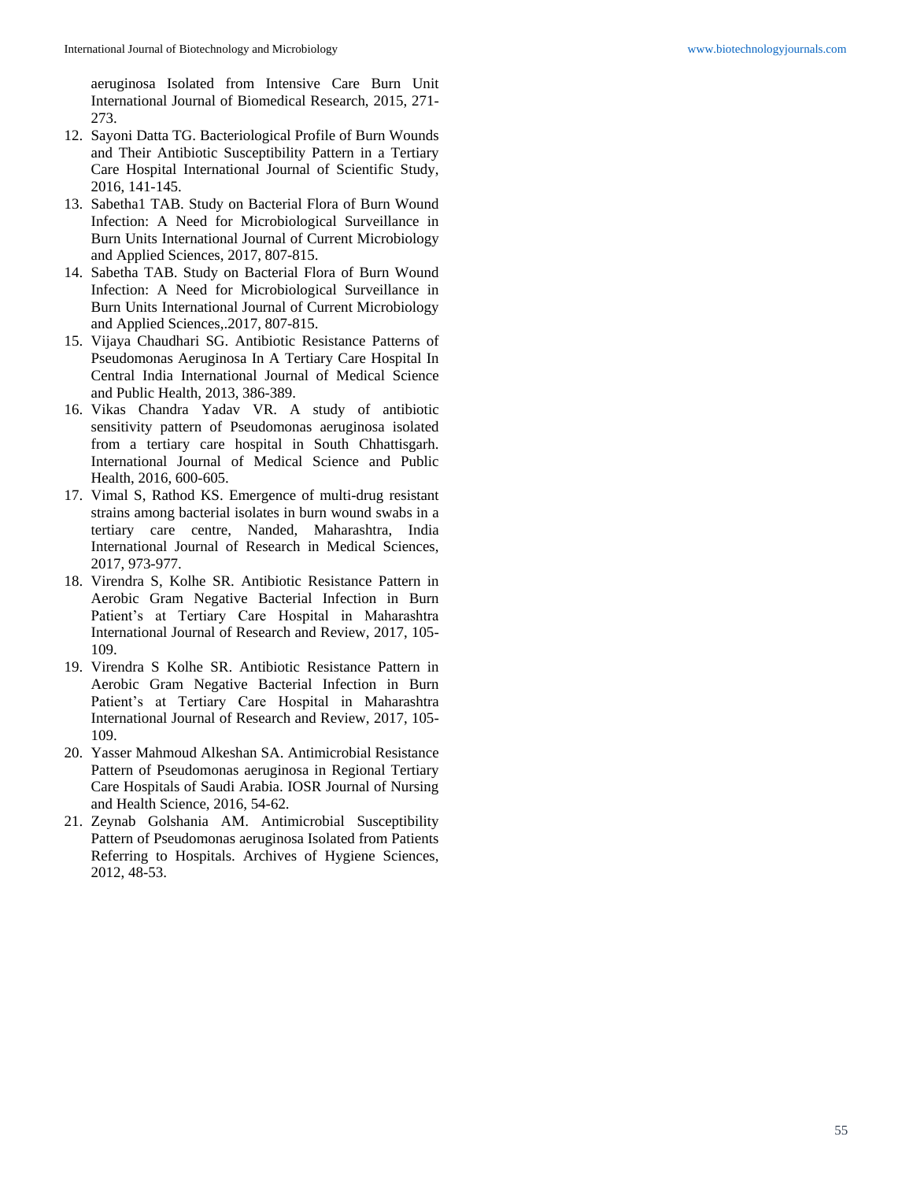aeruginosa Isolated from Intensive Care Burn Unit International Journal of Biomedical Research, 2015, 271-273.

12. Sayoni Datta TG. Bacteriological Profile of Burn Wounds and Their Antibiotic Susceptibility Pattern in a Tertiary Care Hospital International Journal of Scientific Study, 2016, 141-145.
13. Sabetha1 TAB. Study on Bacterial Flora of Burn Wound Infection: A Need for Microbiological Surveillance in Burn Units International Journal of Current Microbiology and Applied Sciences, 2017, 807-815.
14. Sabetha TAB. Study on Bacterial Flora of Burn Wound Infection: A Need for Microbiological Surveillance in Burn Units International Journal of Current Microbiology and Applied Sciences,.2017, 807-815.
15. Vijaya Chaudhari SG. Antibiotic Resistance Patterns of Pseudomonas Aeruginosa In A Tertiary Care Hospital In Central India International Journal of Medical Science and Public Health, 2013, 386-389.
16. Vikas Chandra Yadav VR. A study of antibiotic sensitivity pattern of Pseudomonas aeruginosa isolated from a tertiary care hospital in South Chhattisgarh. International Journal of Medical Science and Public Health, 2016, 600-605.
17. Vimal S, Rathod KS. Emergence of multi-drug resistant strains among bacterial isolates in burn wound swabs in a tertiary care centre, Nanded, Maharashtra, India International Journal of Research in Medical Sciences, 2017, 973-977.
18. Virendra S, Kolhe SR. Antibiotic Resistance Pattern in Aerobic Gram Negative Bacterial Infection in Burn Patient's at Tertiary Care Hospital in Maharashtra International Journal of Research and Review, 2017, 105-109.
19. Virendra S Kolhe SR. Antibiotic Resistance Pattern in Aerobic Gram Negative Bacterial Infection in Burn Patient's at Tertiary Care Hospital in Maharashtra International Journal of Research and Review, 2017, 105-109.
20. Yasser Mahmoud Alkeshan SA. Antimicrobial Resistance Pattern of Pseudomonas aeruginosa in Regional Tertiary Care Hospitals of Saudi Arabia. IOSR Journal of Nursing and Health Science, 2016, 54-62.
21. Zeynab Golshania AM. Antimicrobial Susceptibility Pattern of Pseudomonas aeruginosa Isolated from Patients Referring to Hospitals. Archives of Hygiene Sciences, 2012, 48-53.